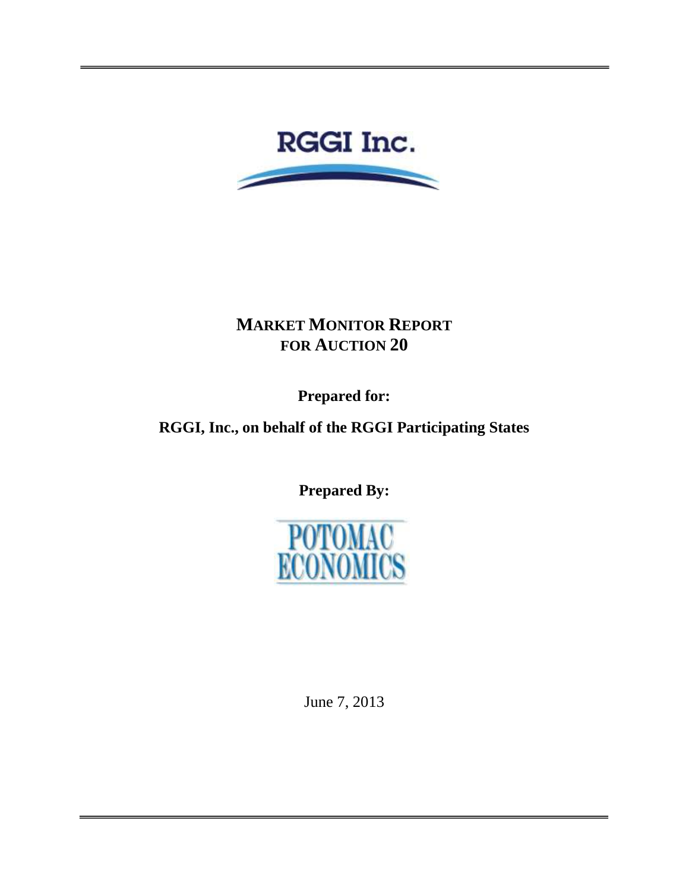RGGI Inc.

# MARKET MONITOR REPORT FOR AUCTION 20

**Prepared for:**

**RGGI, Inc., on behalf of the RGGI Participating States**

**Prepared By:**

POTOMAC ECONOMICS

June 7, 2013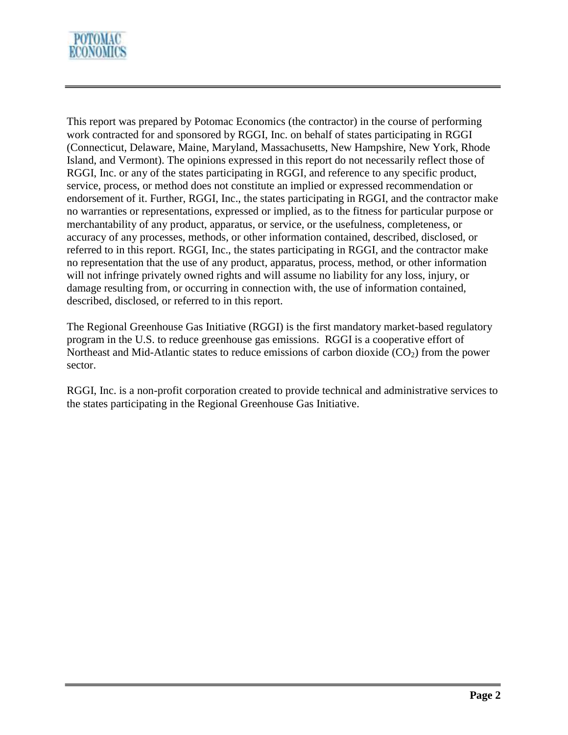This report was prepared by Potomac Economics (the contractor) in the course of performing work contracted for and sponsored by RGGI, Inc. on behalf of states participating in RGGI (Connecticut, Delaware, Maine, Maryland, Massachusetts, New Hampshire, New York, Rhode Island, and Vermont). The opinions expressed in this report do not necessarily reflect those of RGGI, Inc. or any of the states participating in RGGI, and reference to any specific product, service, process, or method does not constitute an implied or expressed recommendation or endorsement of it. Further, RGGI, Inc., the states participating in RGGI, and the contractor make no warranties or representations, expressed or implied, as to the fitness for particular purpose or merchantability of any product, apparatus, or service, or the usefulness, completeness, or accuracy of any processes, methods, or other information contained, described, disclosed, or referred to in this report. RGGI, Inc., the states participating in RGGI, and the contractor make no representation that the use of any product, apparatus, process, method, or other information will not infringe privately owned rights and will assume no liability for any loss, injury, or damage resulting from, or occurring in connection with, the use of information contained, described, disclosed, or referred to in this report.

The Regional Greenhouse Gas Initiative (RGGI) is the first mandatory market-based regulatory program in the U.S. to reduce greenhouse gas emissions. RGGI is a cooperative effort of Northeast and Mid-Atlantic states to reduce emissions of carbon dioxide ($CO_2$) from the power sector.

RGGI, Inc. is a non-profit corporation created to provide technical and administrative services to the states participating in the Regional Greenhouse Gas Initiative.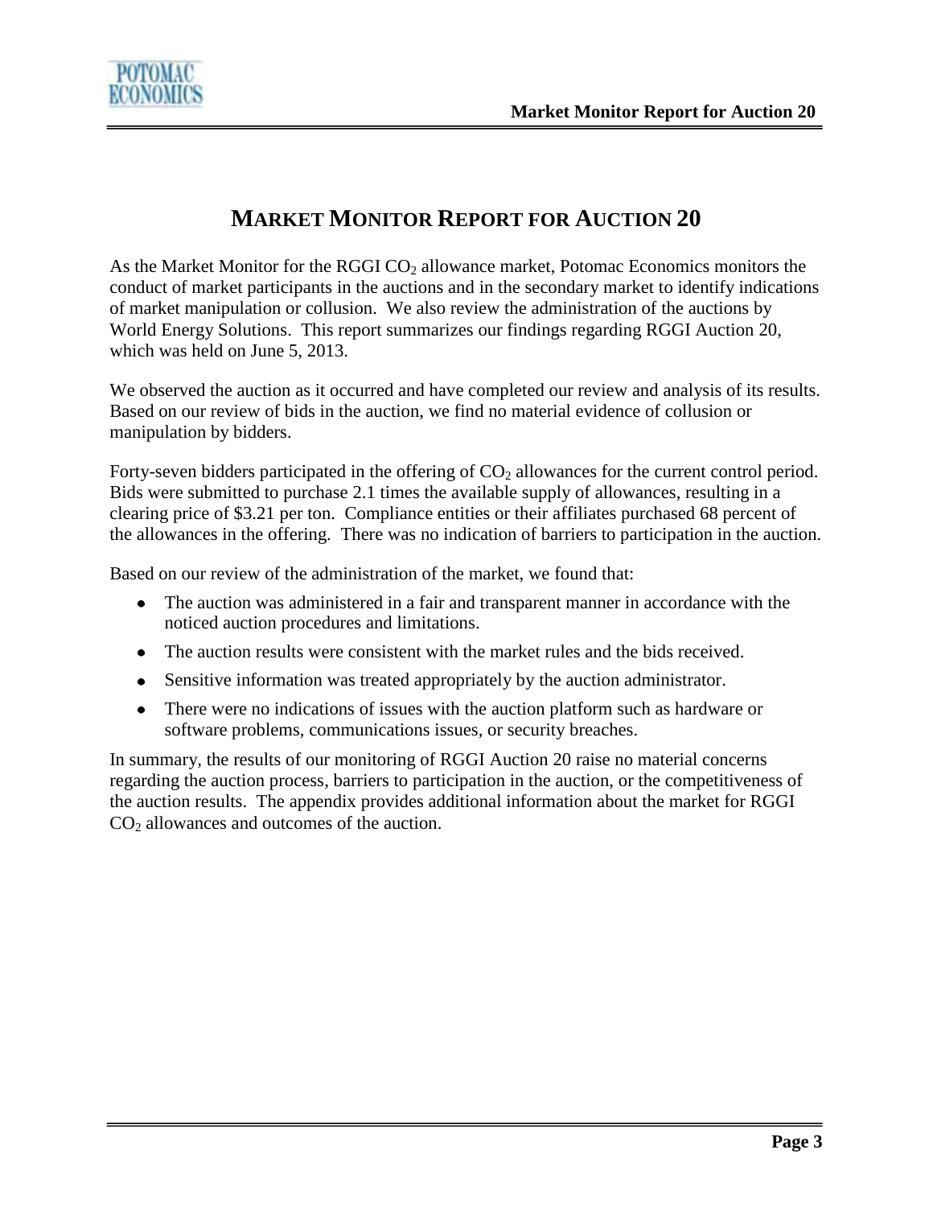# MARKET MONITOR REPORT FOR AUCTION 20

As the Market Monitor for the RGGI $CO_2$ allowance market, Potomac Economics monitors the conduct of market participants in the auctions and in the secondary market to identify indications of market manipulation or collusion. We also review the administration of the auctions by World Energy Solutions. This report summarizes our findings regarding RGGI Auction 20, which was held on June 5, 2013.

We observed the auction as it occurred and have completed our review and analysis of its results. Based on our review of bids in the auction, we find no material evidence of collusion or manipulation by bidders.

Forty-seven bidders participated in the offering of $CO_2$ allowances for the current control period. Bids were submitted to purchase 2.1 times the available supply of allowances, resulting in a clearing price of $3.21 per ton. Compliance entities or their affiliates purchased 68 percent of the allowances in the offering. There was no indication of barriers to participation in the auction.

Based on our review of the administration of the market, we found that:

- The auction was administered in a fair and transparent manner in accordance with the noticed auction procedures and limitations.
- The auction results were consistent with the market rules and the bids received.
- Sensitive information was treated appropriately by the auction administrator.
- There were no indications of issues with the auction platform such as hardware or software problems, communications issues, or security breaches.

In summary, the results of our monitoring of RGGI Auction 20 raise no material concerns regarding the auction process, barriers to participation in the auction, or the competitiveness of the auction results. The appendix provides additional information about the market for RGGI $CO_2$ allowances and outcomes of the auction.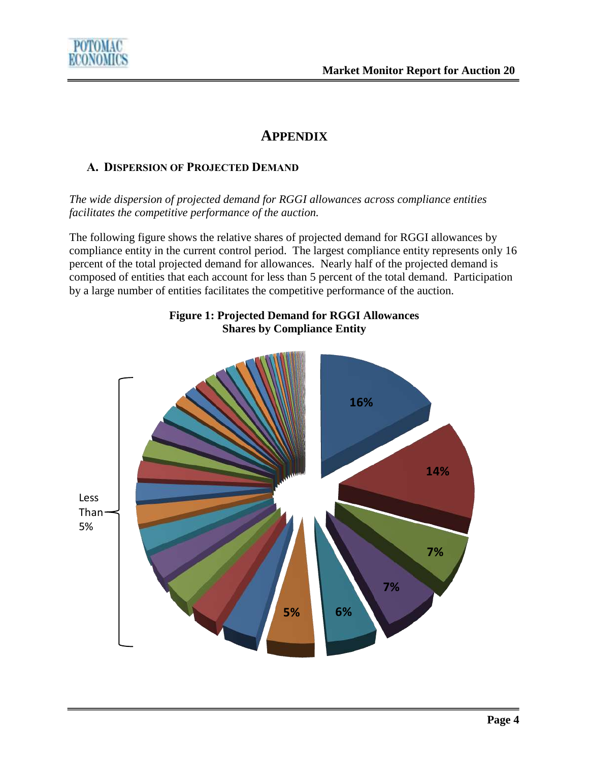# APPENDIX

## A. DISPERSION OF PROJECTED DEMAND

*The wide dispersion of projected demand for RGGI allowances across compliance entities facilitates the competitive performance of the auction.*

The following figure shows the relative shares of projected demand for RGGI allowances by compliance entity in the current control period. The largest compliance entity represents only 16 percent of the total projected demand for allowances. Nearly half of the projected demand is composed of entities that each account for less than 5 percent of the total demand. Participation by a large number of entities facilitates the competitive performance of the auction.

**Figure 1: Projected Demand for RGGI Allowances**
**Shares by Compliance Entity**

16%

14%

7%

7%

6%

5%

Less Than 5%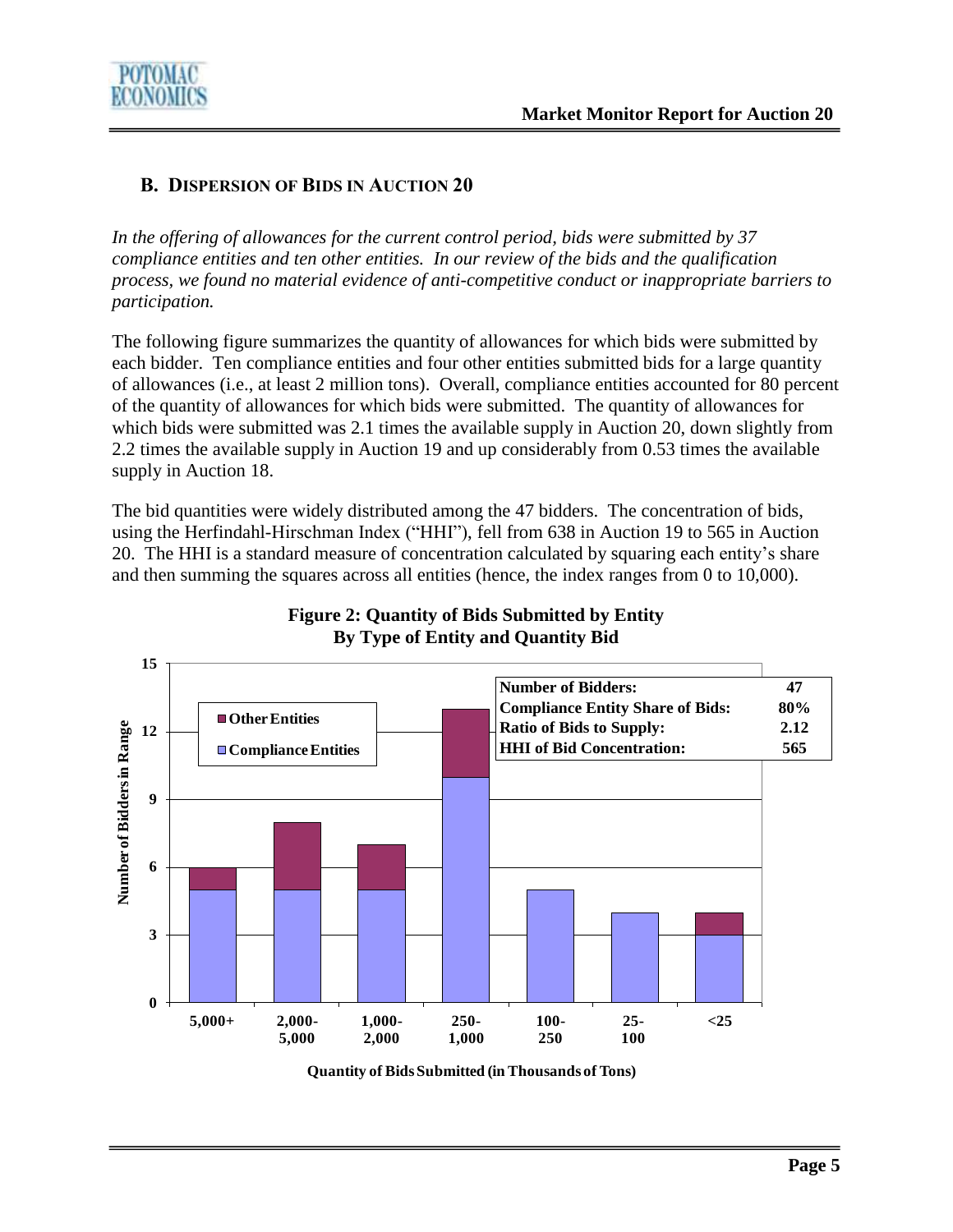## B. Dispersion of Bids in Auction 20

*In the offering of allowances for the current control period, bids were submitted by 37 compliance entities and ten other entities. In our review of the bids and the qualification process, we found no material evidence of anti-competitive conduct or inappropriate barriers to participation.*

The following figure summarizes the quantity of allowances for which bids were submitted by each bidder. Ten compliance entities and four other entities submitted bids for a large quantity of allowances (i.e., at least 2 million tons). Overall, compliance entities accounted for 80 percent of the quantity of allowances for which bids were submitted. The quantity of allowances for which bids were submitted was 2.1 times the available supply in Auction 20, down slightly from 2.2 times the available supply in Auction 19 and up considerably from 0.53 times the available supply in Auction 18.

The bid quantities were widely distributed among the 47 bidders. The concentration of bids, using the Herfindahl-Hirschman Index ("HHI"), fell from 638 in Auction 19 to 565 in Auction 20. The HHI is a standard measure of concentration calculated by squaring each entity's share and then summing the squares across all entities (hence, the index ranges from 0 to 10,000).

**Figure 2: Quantity of Bids Submitted by Entity By Type of Entity and Quantity Bid**

| Quantity of Bids Submitted (in Thousands of Tons) | Compliance Entities | Other Entities |
|---|---|---|
| 5,000+ | 5 | 1 |
| 2,000-5,000 | 5 | 3 |
| 1,000-2,000 | 5 | 2 |
| 250-1,000 | 10 | 3 |
| 100-250 | 5 | 0 |
| 25-100 | 4 | 0 |
| <25 | 3 | 1 |

| | |
|---|---|
| Number of Bidders: | 47 |
| Compliance Entity Share of Bids: | 80% |
| Ratio of Bids to Supply: | 2.12 |
| HHI of Bid Concentration: | 565 |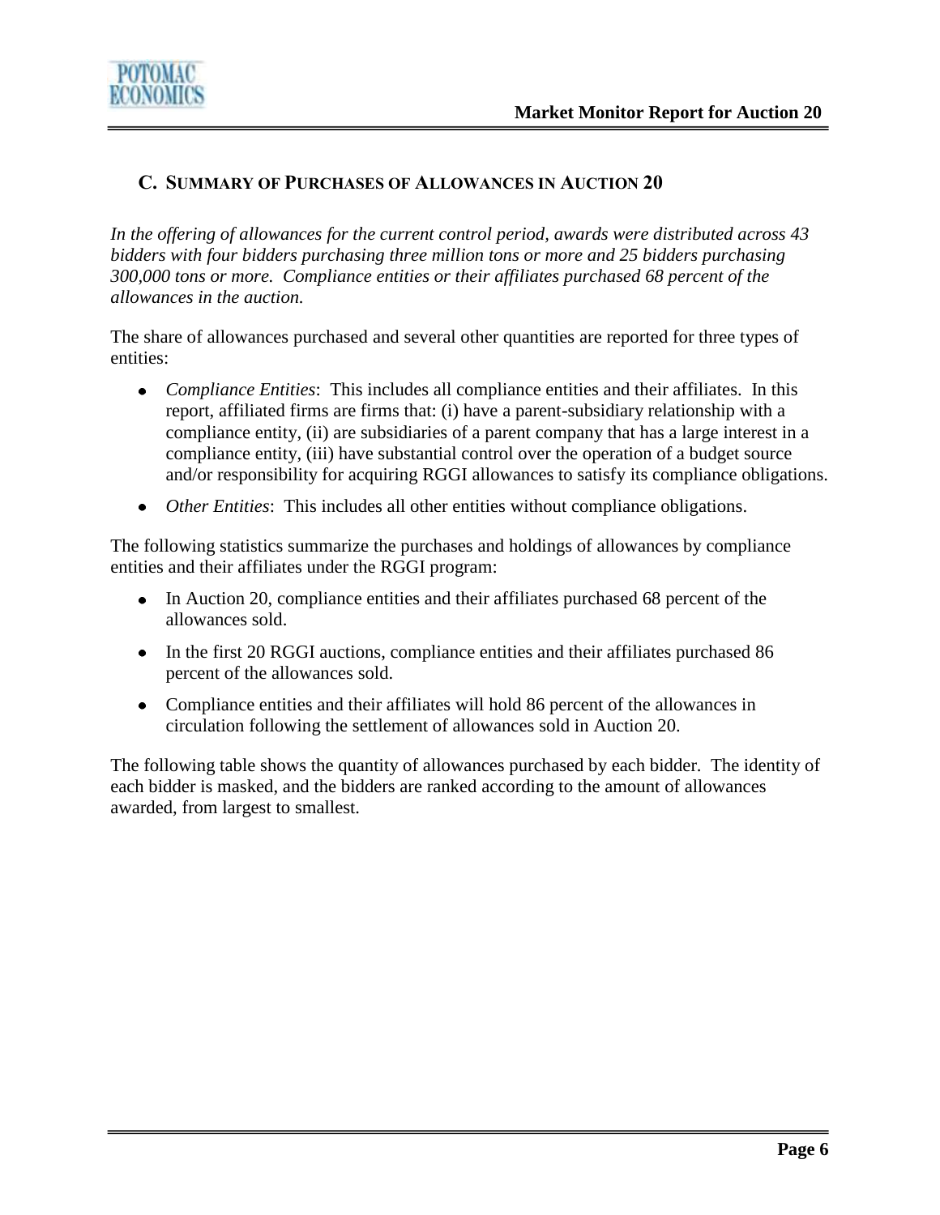## C. Summary of Purchases of Allowances in Auction 20

*In the offering of allowances for the current control period, awards were distributed across 43 bidders with four bidders purchasing three million tons or more and 25 bidders purchasing 300,000 tons or more. Compliance entities or their affiliates purchased 68 percent of the allowances in the auction.*

The share of allowances purchased and several other quantities are reported for three types of entities:

- *Compliance Entities*: This includes all compliance entities and their affiliates. In this report, affiliated firms are firms that: (i) have a parent-subsidiary relationship with a compliance entity, (ii) are subsidiaries of a parent company that has a large interest in a compliance entity, (iii) have substantial control over the operation of a budget source and/or responsibility for acquiring RGGI allowances to satisfy its compliance obligations.
- *Other Entities*: This includes all other entities without compliance obligations.

The following statistics summarize the purchases and holdings of allowances by compliance entities and their affiliates under the RGGI program:

- In Auction 20, compliance entities and their affiliates purchased 68 percent of the allowances sold.
- In the first 20 RGGI auctions, compliance entities and their affiliates purchased 86 percent of the allowances sold.
- Compliance entities and their affiliates will hold 86 percent of the allowances in circulation following the settlement of allowances sold in Auction 20.

The following table shows the quantity of allowances purchased by each bidder. The identity of each bidder is masked, and the bidders are ranked according to the amount of allowances awarded, from largest to smallest.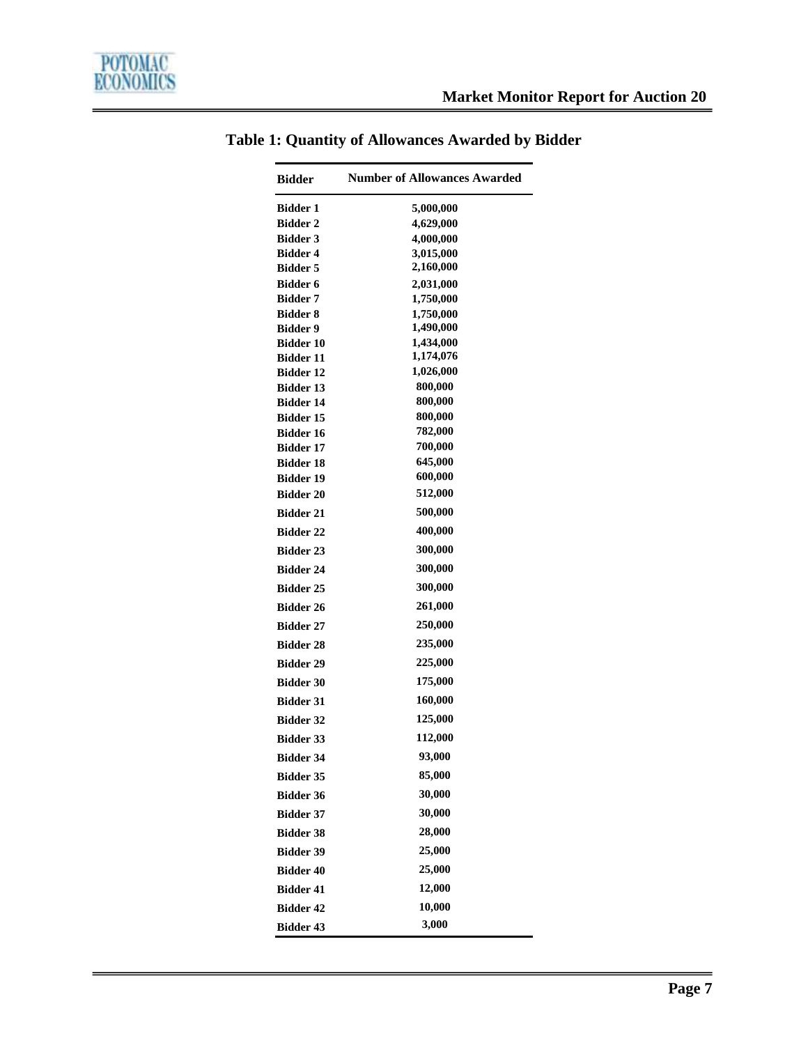## Table 1: Quantity of Allowances Awarded by Bidder

| Bidder | Number of Allowances Awarded |
|---|---|
| Bidder 1 | 5,000,000 |
| Bidder 2 | 4,629,000 |
| Bidder 3 | 4,000,000 |
| Bidder 4 | 3,015,000 |
| Bidder 5 | 2,160,000 |
| Bidder 6 | 2,031,000 |
| Bidder 7 | 1,750,000 |
| Bidder 8 | 1,750,000 |
| Bidder 9 | 1,490,000 |
| Bidder 10 | 1,434,000 |
| Bidder 11 | 1,174,076 |
| Bidder 12 | 1,026,000 |
| Bidder 13 | 800,000 |
| Bidder 14 | 800,000 |
| Bidder 15 | 800,000 |
| Bidder 16 | 782,000 |
| Bidder 17 | 700,000 |
| Bidder 18 | 645,000 |
| Bidder 19 | 600,000 |
| Bidder 20 | 512,000 |
| Bidder 21 | 500,000 |
| Bidder 22 | 400,000 |
| Bidder 23 | 300,000 |
| Bidder 24 | 300,000 |
| Bidder 25 | 300,000 |
| Bidder 26 | 261,000 |
| Bidder 27 | 250,000 |
| Bidder 28 | 235,000 |
| Bidder 29 | 225,000 |
| Bidder 30 | 175,000 |
| Bidder 31 | 160,000 |
| Bidder 32 | 125,000 |
| Bidder 33 | 112,000 |
| Bidder 34 | 93,000 |
| Bidder 35 | 85,000 |
| Bidder 36 | 30,000 |
| Bidder 37 | 30,000 |
| Bidder 38 | 28,000 |
| Bidder 39 | 25,000 |
| Bidder 40 | 25,000 |
| Bidder 41 | 12,000 |
| Bidder 42 | 10,000 |
| Bidder 43 | 3,000 |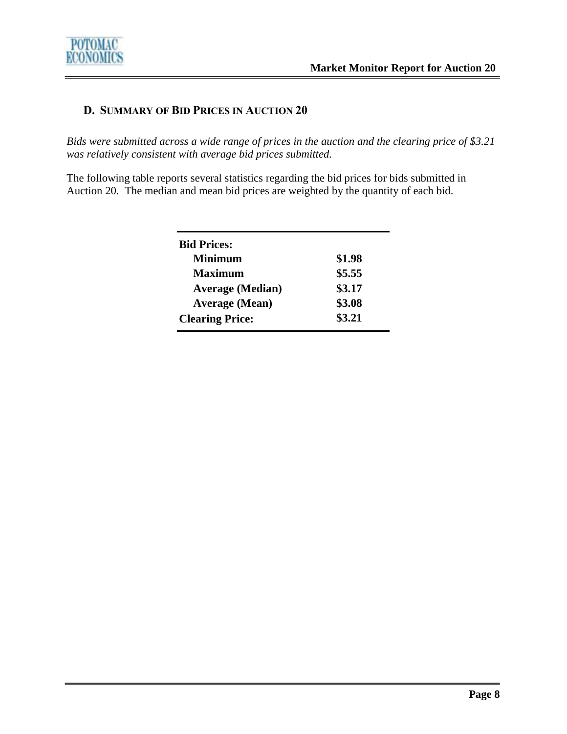## D. SUMMARY OF BID PRICES IN AUCTION 20

*Bids were submitted across a wide range of prices in the auction and the clearing price of $3.21 was relatively consistent with average bid prices submitted.*

The following table reports several statistics regarding the bid prices for bids submitted in Auction 20. The median and mean bid prices are weighted by the quantity of each bid.

| | |
|---|---|
| **Bid Prices:** | |
| **Minimum** | **$1.98** |
| **Maximum** | **$5.55** |
| **Average (Median)** | **$3.17** |
| **Average (Mean)** | **$3.08** |
| **Clearing Price:** | **$3.21** |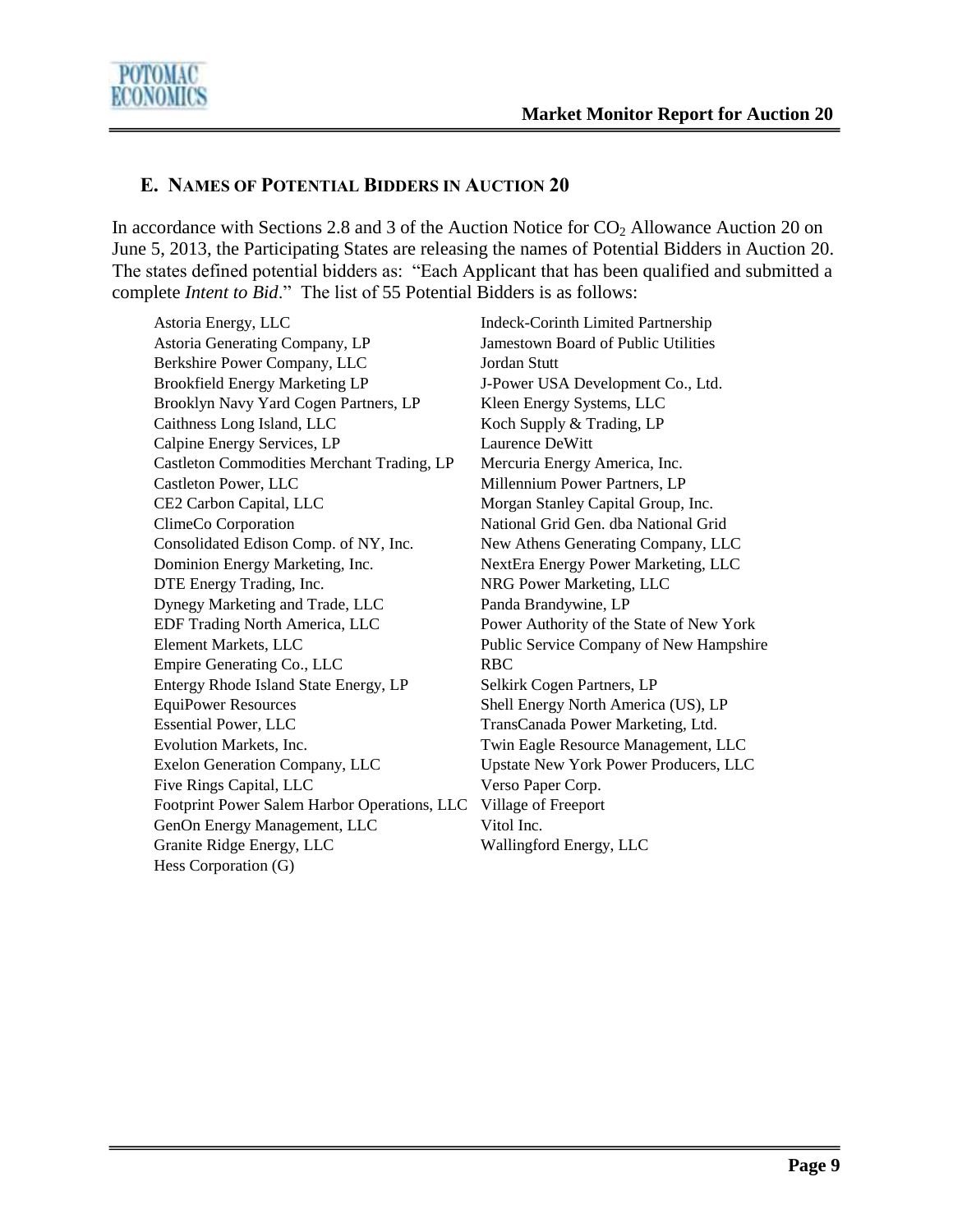## E. Names of Potential Bidders in Auction 20

In accordance with Sections 2.8 and 3 of the Auction Notice for $CO_2$ Allowance Auction 20 on June 5, 2013, the Participating States are releasing the names of Potential Bidders in Auction 20. The states defined potential bidders as: "Each Applicant that has been qualified and submitted a complete *Intent to Bid*." The list of 55 Potential Bidders is as follows:

Astoria Energy, LLC
Astoria Generating Company, LP
Berkshire Power Company, LLC
Brookfield Energy Marketing LP
Brooklyn Navy Yard Cogen Partners, LP
Caithness Long Island, LLC
Calpine Energy Services, LP
Castleton Commodities Merchant Trading, LP
Castleton Power, LLC
CE2 Carbon Capital, LLC
ClimeCo Corporation
Consolidated Edison Comp. of NY, Inc.
Dominion Energy Marketing, Inc.
DTE Energy Trading, Inc.
Dynegy Marketing and Trade, LLC
EDF Trading North America, LLC
Element Markets, LLC
Empire Generating Co., LLC
Entergy Rhode Island State Energy, LP
EquiPower Resources
Essential Power, LLC
Evolution Markets, Inc.
Exelon Generation Company, LLC
Five Rings Capital, LLC
Footprint Power Salem Harbor Operations, LLC
GenOn Energy Management, LLC
Granite Ridge Energy, LLC
Hess Corporation (G)
Indeck-Corinth Limited Partnership
Jamestown Board of Public Utilities
Jordan Stutt
J-Power USA Development Co., Ltd.
Kleen Energy Systems, LLC
Koch Supply & Trading, LP
Laurence DeWitt
Mercuria Energy America, Inc.
Millennium Power Partners, LP
Morgan Stanley Capital Group, Inc.
National Grid Gen. dba National Grid
New Athens Generating Company, LLC
NextEra Energy Power Marketing, LLC
NRG Power Marketing, LLC
Panda Brandywine, LP
Power Authority of the State of New York
Public Service Company of New Hampshire
RBC
Selkirk Cogen Partners, LP
Shell Energy North America (US), LP
TransCanada Power Marketing, Ltd.
Twin Eagle Resource Management, LLC
Upstate New York Power Producers, LLC
Verso Paper Corp.
Village of Freeport
Vitol Inc.
Wallingford Energy, LLC